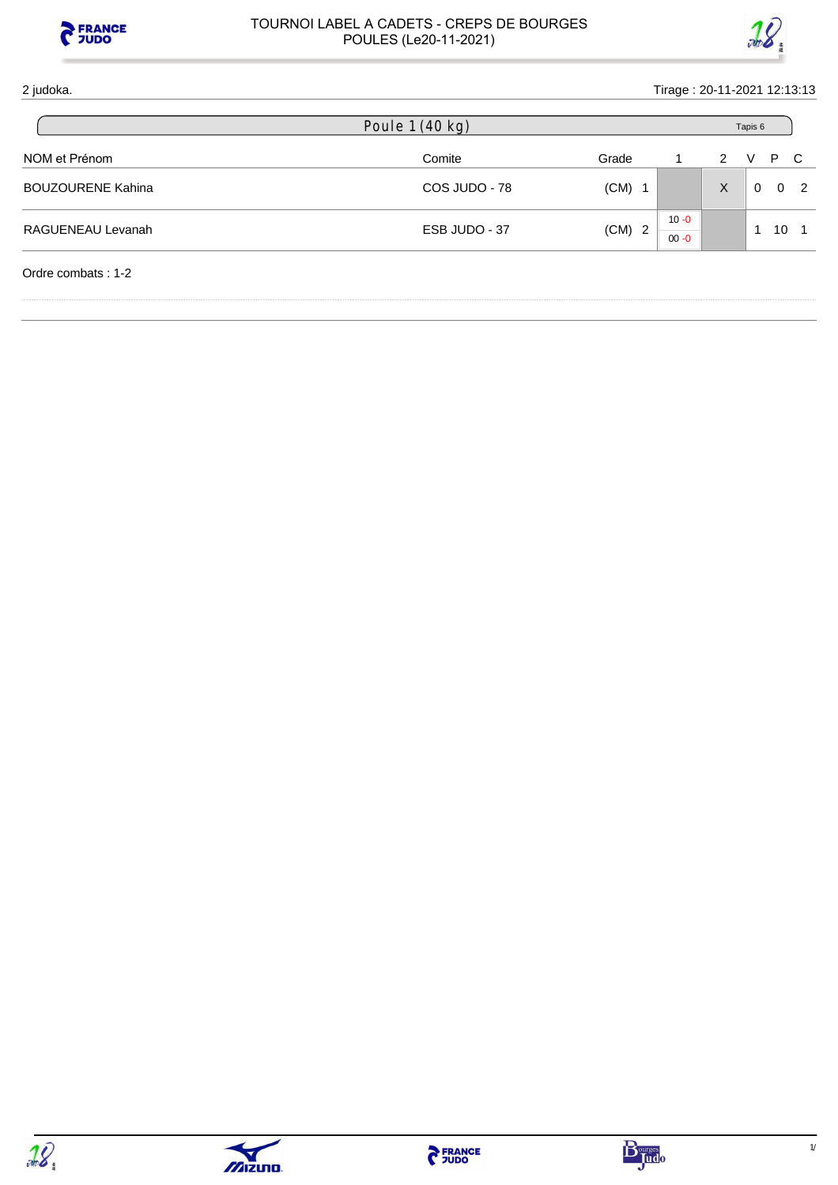# TOURNOI LABEL A CADETS - CREPS DE BOURGES
## POULES (Le20-11-2021)

2 judoka.

Tirage : 20-11-2021 12:13:13

### Poule 1 (40 kg)

Tapis 6

| NOM et Prénom | Comite | Grade | | 1 | 2 | V | P | C |
|---|---|---|---|---|---|---|---|---|
| BOUZOURENE Kahina | COS JUDO - 78 | (CM) | 1 | | X | 0 | 0 | 2 |
| RAGUENEAU Levanah | ESB JUDO - 37 | (CM) | 2 | 10 -0 / 00 -0 | | 1 | 10 | 1 |

Ordre combats : 1-2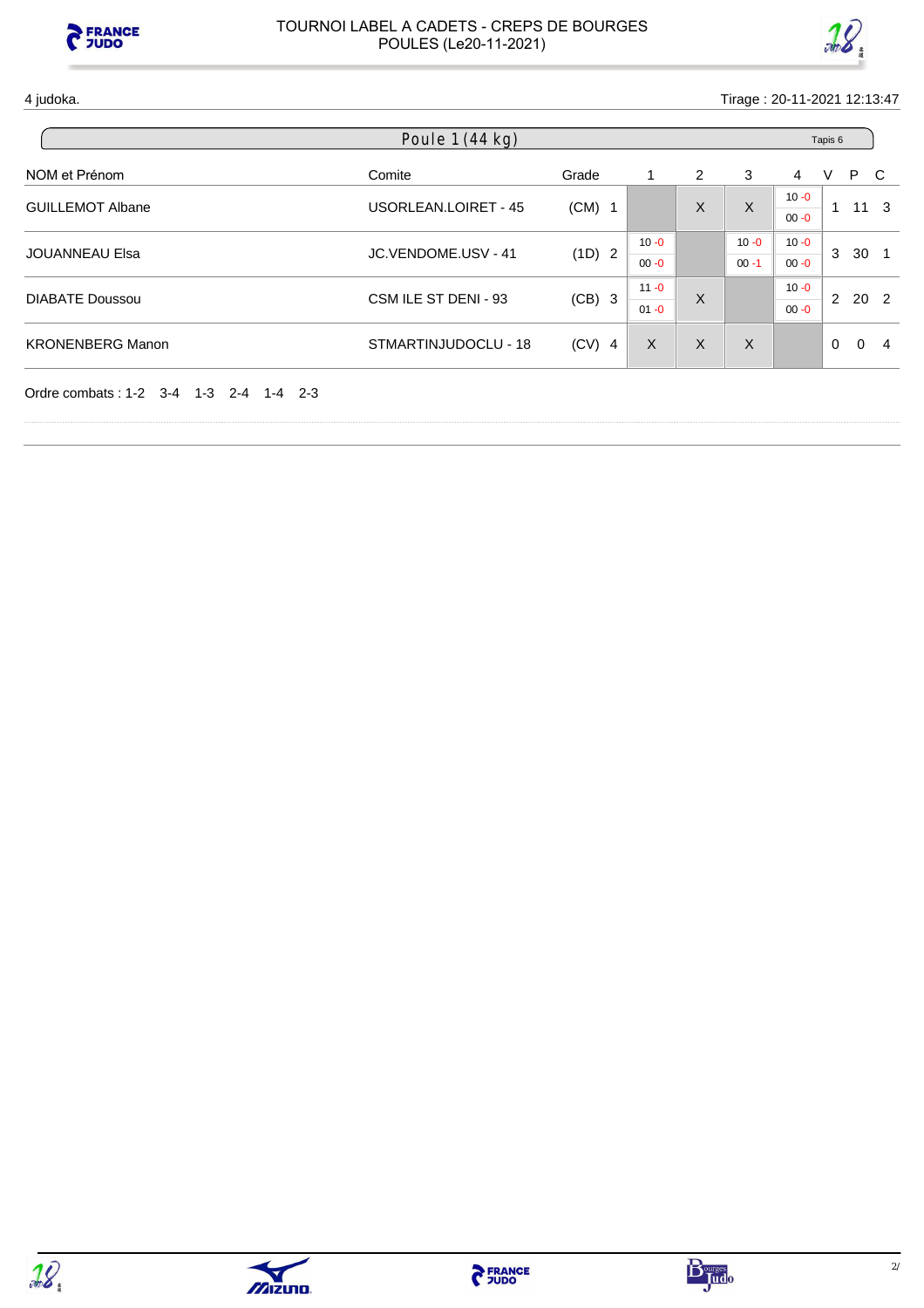TOURNOI LABEL A CADETS - CREPS DE BOURGES
POULES (Le20-11-2021)

4 judoka. Tirage : 20-11-2021 12:13:47

## Poule 1 (44 kg)

Tapis 6

| NOM et Prénom | Comite | Grade | 1 | 2 | 3 | 4 | V | P | C |
|---|---|---|---|---|---|---|---|---|---|
| GUILLEMOT Albane | USORLEAN.LOIRET - 45 | (CM) 1 | | X | X | 10 -0 / 00 -0 | 1 | 11 | 3 |
| JOUANNEAU Elsa | JC.VENDOME.USV - 41 | (1D) 2 | 10 -0 / 00 -0 | | 10 -0 / 00 -1 | 10 -0 / 00 -0 | 3 | 30 | 1 |
| DIABATE Doussou | CSM ILE ST DENI - 93 | (CB) 3 | 11 -0 / 01 -0 | X | | 10 -0 / 00 -0 | 2 | 20 | 2 |
| KRONENBERG Manon | STMARTINJUDOCLU - 18 | (CV) 4 | X | X | X | | 0 | 0 | 4 |

Ordre combats : 1-2 3-4 1-3 2-4 1-4 2-3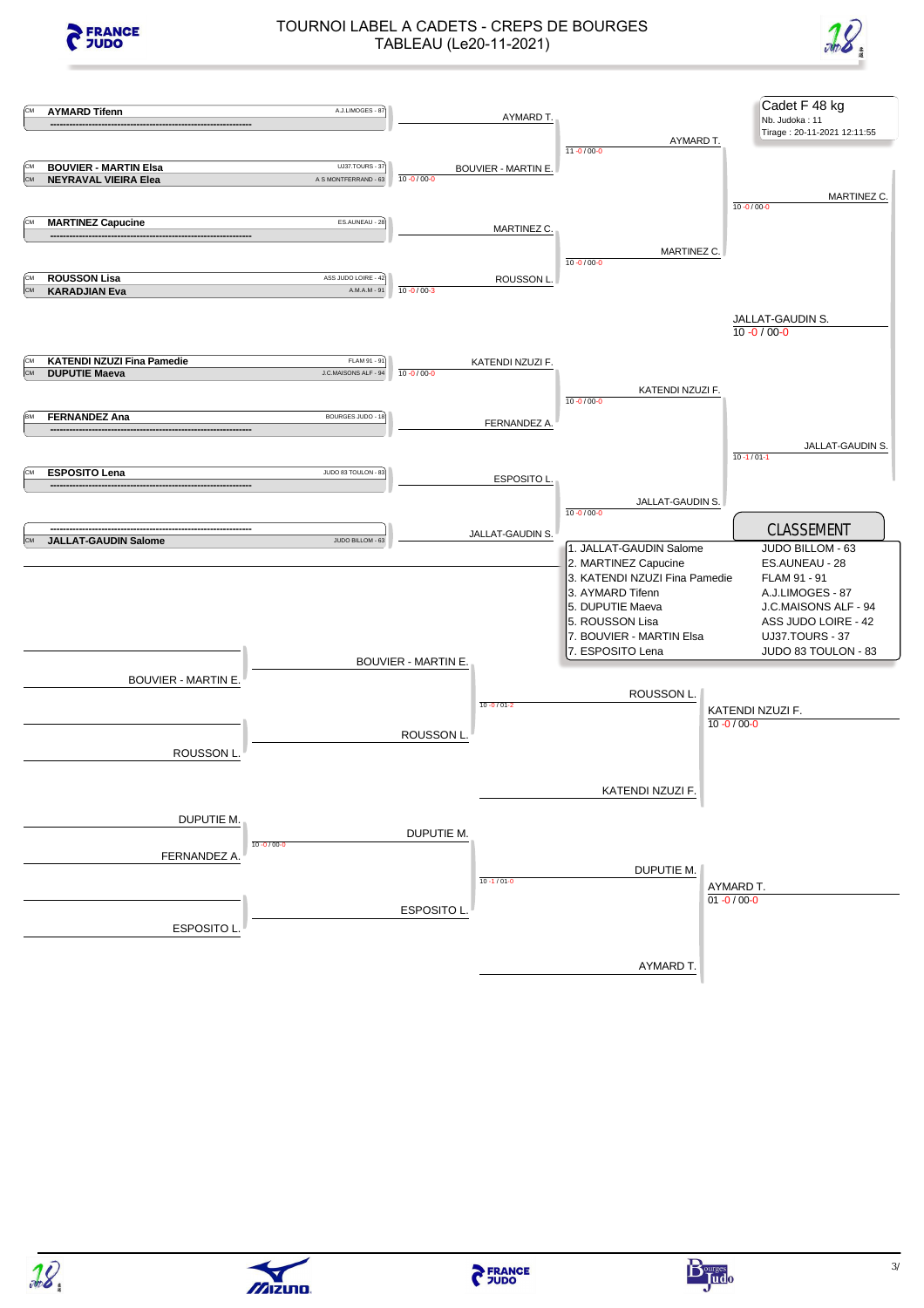# TOURNOI LABEL A CADETS - CREPS DE BOURGES

## TABLEAU (Le20-11-2021)

**Cadet F 48 kg**
Nb. Judoka : 11
Tirage : 20-11-2021 12:11:55

### Tableau principal

| Cat. | Judoka | Club |
|---|---|---|
| CM | **AYMARD Tifenn** | A.J.LIMOGES - 87 |
| | ------------------------------ | |
| CM | **BOUVIER - MARTIN Elsa** | UJ37.TOURS - 37 |
| CM | **NEYRAVAL VIEIRA Elea** | A S MONTFERRAND - 63 |
| CM | **MARTINEZ Capucine** | ES.AUNEAU - 28 |
| | ------------------------------ | |
| CM | **ROUSSON Lisa** | ASS JUDO LOIRE - 42 |
| CM | **KARADJIAN Eva** | A.M.A.M - 91 |
| CM | **KATENDI NZUZI Fina Pamedie** | FLAM 91 - 91 |
| CM | **DUPUTIE Maeva** | J.C.MAISONS ALF - 94 |
| BM | **FERNANDEZ Ana** | BOURGES JUDO - 18 |
| | ------------------------------ | |
| CM | **ESPOSITO Lena** | JUDO 83 TOULON - 83 |
| | ------------------------------ | |
| | ------------------------------ | |
| CM | **JALLAT-GAUDIN Salome** | JUDO BILLOM - 63 |

Premier tour :
- AYMARD T.
- BOUVIER - MARTIN E. (10 -0 / 00-0)
- MARTINEZ C.
- ROUSSON L. (10 -0 / 00-3)
- KATENDI NZUZI F. (10 -0 / 00-0)
- FERNANDEZ A.
- ESPOSITO L.
- JALLAT-GAUDIN S.

Quarts de finale :
- AYMARD T. (11 -0 / 00-0)
- MARTINEZ C. (10 -0 / 00-0)
- KATENDI NZUZI F. (10 -0 / 00-0)
- JALLAT-GAUDIN S. (10 -0 / 00-0)

Demi-finales :
- MARTINEZ C. (10 -0 / 00-0)
- JALLAT-GAUDIN S. (10 -1 / 01-1)

Finale :
- JALLAT-GAUDIN S. (10 -0 / 00-0)

### CLASSEMENT

| Place | Judoka | Club |
|---|---|---|
| 1. | JALLAT-GAUDIN Salome | JUDO BILLOM - 63 |
| 2. | MARTINEZ Capucine | ES.AUNEAU - 28 |
| 3. | KATENDI NZUZI Fina Pamedie | FLAM 91 - 91 |
| 3. | AYMARD Tifenn | A.J.LIMOGES - 87 |
| 5. | DUPUTIE Maeva | J.C.MAISONS ALF - 94 |
| 5. | ROUSSON Lisa | ASS JUDO LOIRE - 42 |
| 7. | BOUVIER - MARTIN Elsa | UJ37.TOURS - 37 |
| 7. | ESPOSITO Lena | JUDO 83 TOULON - 83 |

### Repêchages

Repêchage 1 :
- BOUVIER - MARTIN E.
- ROUSSON L.
- Vainqueur : ROUSSON L. (10 -0 / 01-2)
- Contre KATENDI NZUZI F.
- Bronze : KATENDI NZUZI F. (10 -0 / 00-0)

Repêchage 2 :
- DUPUTIE M. contre FERNANDEZ A. → DUPUTIE M. (10 -0 / 00-0)
- DUPUTIE M. contre ESPOSITO L. → DUPUTIE M. (10 -1 / 01-0)
- Contre AYMARD T.
- Bronze : AYMARD T. (01 -0 / 00-0)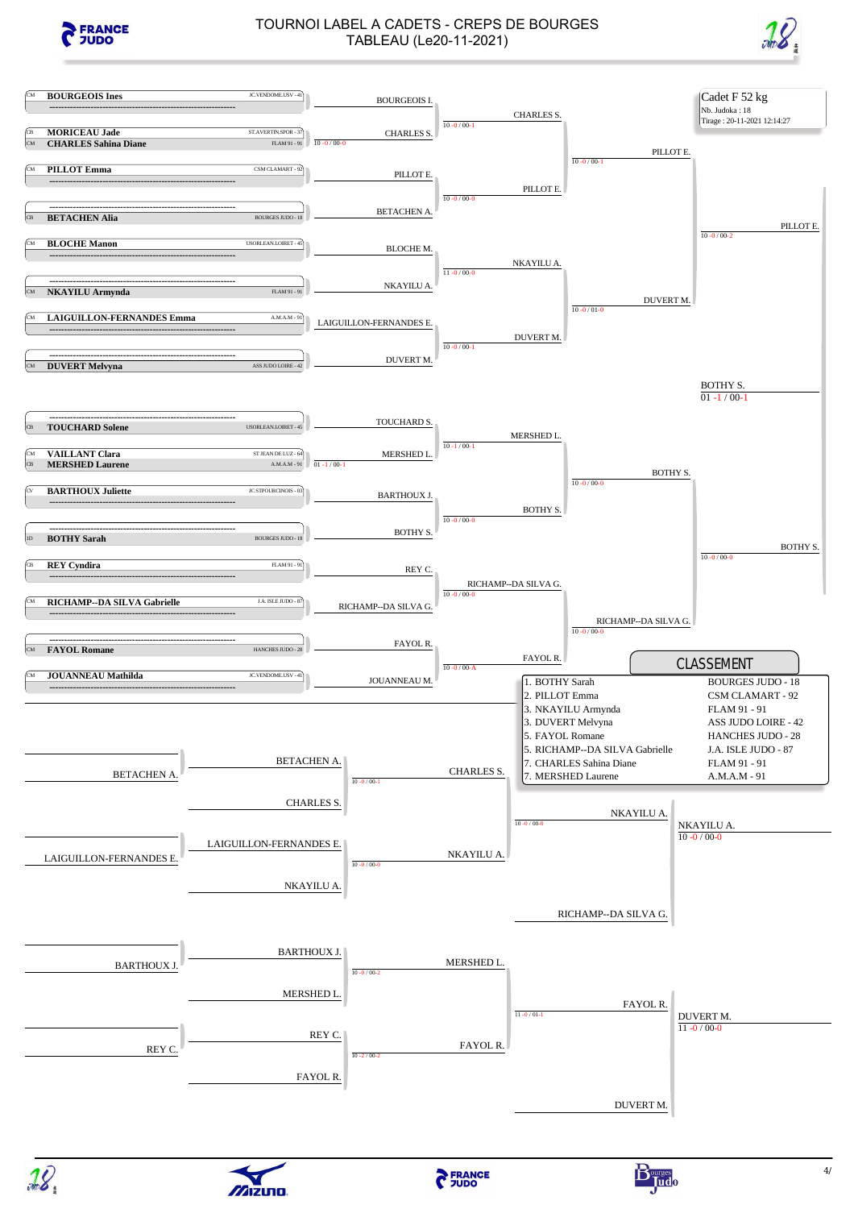# TOURNOI LABEL A CADETS - CREPS DE BOURGES

## TABLEAU (Le20-11-2021)

**Cadet F 52 kg**
Nb. Judoka : 18
Tirage : 20-11-2021 12:14:27

### Tableau principal

| Cat. | Judoka | Club |
|---|---|---|
| CM | BOURGEOIS Ines | JC.VENDOME.USV - 41 |
| CB | MORICEAU Jade | ST.AVERTIN.SPOR - 37 |
| CM | CHARLES Sahina Diane | FLAM 91 - 91 |
| CM | PILLOT Emma | CSM CLAMART - 92 |
| CB | BETACHEN Alia | BOURGES JUDO - 18 |
| CM | BLOCHE Manon | USORLEAN.LOIRET - 45 |
| CM | NKAYILU Armynda | FLAM 91 - 91 |
| CM | LAIGUILLON-FERNANDES Emma | A.M.A.M - 91 |
| CM | DUVERT Melvyna | ASS JUDO LOIRE - 42 |
| CB | TOUCHARD Solene | USORLEAN.LOIRET - 45 |
| CM | VAILLANT Clara | ST JEAN DE LUZ - 64 |
| CB | MERSHED Laurene | A.M.A.M - 91 |
| CV | BARTHOUX Juliette | JC.STPOURCINOIS - 03 |
| ID | BOTHY Sarah | BOURGES JUDO - 18 |
| CB | REY Cyndira | FLAM 91 - 91 |
| CM | RICHAMP--DA SILVA Gabrielle | J.A. ISLE JUDO - 87 |
| CM | FAYOL Romane | HANCHES JUDO - 28 |
| CM | JOUANNEAU Mathilda | JC.VENDOME.USV - 41 |

**Premier tour :**
- CHARLES S. (bat MORICEAU Jade) 10 -0 / 00-0
- MERSHED L. (bat VAILLANT Clara) 01 -1 / 00-1

**Deuxième tour :**
- CHARLES S. (BOURGEOIS I. / CHARLES S.) 10 -0 / 00-1
- PILLOT E. (PILLOT E. / BETACHEN A.) 10 -0 / 00-0
- NKAYILU A. (BLOCHE M. / NKAYILU A.) 11 -0 / 00-0
- DUVERT M. (LAIGUILLON-FERNANDES E. / DUVERT M.) 10 -0 / 00-1
- MERSHED L. (TOUCHARD S. / MERSHED L.) 10 -1 / 00-1
- BOTHY S. (BARTHOUX J. / BOTHY S.) 10 -0 / 00-0
- RICHAMP--DA SILVA G. (REY C. / RICHAMP--DA SILVA G.) 10 -0 / 00-0
- FAYOL R. (FAYOL R. / JOUANNEAU M.) 10 -0 / 00-A

**Quarts de finale :**
- PILLOT E. (CHARLES S. / PILLOT E.) 10 -0 / 00-1
- DUVERT M. (NKAYILU A. / DUVERT M.) 10 -0 / 01-0
- BOTHY S. (MERSHED L. / BOTHY S.) 10 -0 / 00-0
- RICHAMP--DA SILVA G. (RICHAMP--DA SILVA G. / FAYOL R.) 10 -0 / 00-0

**Demi-finales :**
- PILLOT E. (PILLOT E. / DUVERT M.) 10 -0 / 00-2
- BOTHY S. (BOTHY S. / RICHAMP--DA SILVA G.) 10 -0 / 00-0

**Finale :**
- BOTHY S. 01 -1 / 00-1

### Repêchages

- CHARLES S. (BETACHEN A. / CHARLES S.) 10 -0 / 00-1
- NKAYILU A. (LAIGUILLON-FERNANDES E. / NKAYILU A.) 10 -0 / 00-0
- NKAYILU A. (CHARLES S. / NKAYILU A.) 10 -0 / 00-0
- NKAYILU A. (NKAYILU A. / RICHAMP--DA SILVA G.) 10 -0 / 00-0
- MERSHED L. (BARTHOUX J. / MERSHED L.) 10 -0 / 00-2
- FAYOL R. (REY C. / FAYOL R.) 10 -2 / 00-2
- FAYOL R. (MERSHED L. / FAYOL R.) 11 -0 / 01-1
- DUVERT M. (FAYOL R. / DUVERT M.) 11 -0 / 00-0

### CLASSEMENT

| Rang | Judoka | Club |
|---|---|---|
| 1. | BOTHY Sarah | BOURGES JUDO - 18 |
| 2. | PILLOT Emma | CSM CLAMART - 92 |
| 3. | NKAYILU Armynda | FLAM 91 - 91 |
| 3. | DUVERT Melvyna | ASS JUDO LOIRE - 42 |
| 5. | FAYOL Romane | HANCHES JUDO - 28 |
| 5. | RICHAMP--DA SILVA Gabrielle | J.A. ISLE JUDO - 87 |
| 7. | CHARLES Sahina Diane | FLAM 91 - 91 |
| 7. | MERSHED Laurene | A.M.A.M - 91 |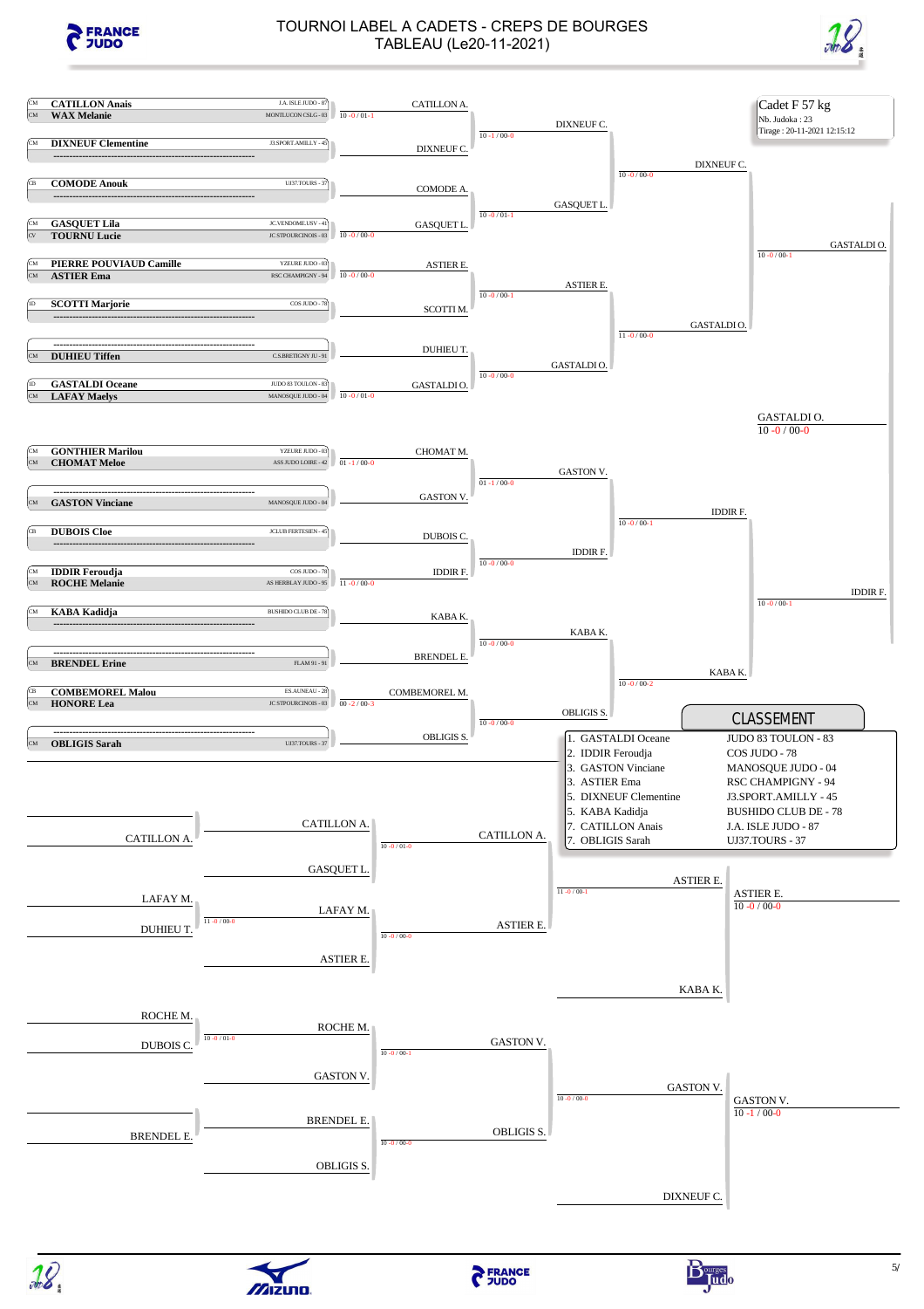# TOURNOI LABEL A CADETS - CREPS DE BOURGES
## TABLEAU (Le20-11-2021)

**Cadet F 57 kg**
Nb. Judoka : 23
Tirage : 20-11-2021 12:15:12

### Tableau principal

| Cat. | Judoka | Club | Score | Vainqueur |
|---|---|---|---|---|
| CM | CATILLON Anais | J.A. ISLE JUDO - 87 | | |
| CM | WAX Melanie | MONTLUCON CSLG - 03 | 10 -0 / 01-1 | CATILLON A. |
| CM | DIXNEUF Clementine | J3.SPORT.AMILLY - 45 | | |
| | ---------------- | | | DIXNEUF C. |
| CB | COMODE Anouk | UJ37.TOURS - 37 | | |
| | ---------------- | | | COMODE A. |
| CM | GASQUET Lila | JC.VENDOME.USV - 41 | | |
| CV | TOURNU Lucie | JC STPOURCINOIS - 03 | 10 -0 / 00-0 | GASQUET L. |
| CM | PIERRE POUVIAUD Camille | YZEURE JUDO - 03 | | |
| CM | ASTIER Ema | RSC CHAMPIGNY - 94 | 10 -0 / 00-0 | ASTIER E. |
| JD | SCOTTI Marjorie | COS JUDO - 78 | | |
| | ---------------- | | | SCOTTI M. |
| | ---------------- | | | |
| CM | DUHIEU Tiffen | C.S.BRETIGNY JU - 91 | | DUHIEU T. |
| JD | GASTALDI Oceane | JUDO 83 TOULON - 83 | | |
| CM | LAFAY Maelys | MANOSQUE JUDO - 04 | 10 -0 / 01-0 | GASTALDI O. |
| CM | GONTHIER Marilou | YZEURE JUDO - 03 | | |
| CM | CHOMAT Meloe | ASS JUDO LOIRE - 42 | 01 -1 / 00-0 | CHOMAT M. |
| | ---------------- | | | |
| CM | GASTON Vinciane | MANOSQUE JUDO - 04 | | GASTON V. |
| CB | DUBOIS Cloe | JCLUB FERTESIEN - 45 | | |
| | ---------------- | | | DUBOIS C. |
| CM | IDDIR Feroudja | COS JUDO - 78 | | |
| CM | ROCHE Melanie | AS HERBLAY JUDO - 95 | 11 -0 / 00-0 | IDDIR F. |
| CM | KABA Kadidja | BUSHIDO CLUB DE - 78 | | |
| | ---------------- | | | KABA K. |
| | ---------------- | | | |
| CM | BRENDEL Erine | FLAM 91 - 91 | | BRENDEL E. |
| CB | COMBEMOREL Malou | ES.AUNEAU - 28 | | |
| CM | HONORE Lea | JC STPOURCINOIS - 03 | 00 -2 / 00-3 | COMBEMOREL M. |
| | ---------------- | | | |
| CM | OBLIGIS Sarah | UJ37.TOURS - 37 | | OBLIGIS S. |

**2e tour**

- CATILLON A. – DIXNEUF C. : 10 -1 / 00-0 → DIXNEUF C.
- COMODE A. – GASQUET L. : 10 -0 / 01-1 → GASQUET L.
- ASTIER E. – SCOTTI M. : 10 -0 / 00-1 → ASTIER E.
- DUHIEU T. – GASTALDI O. : 10 -0 / 00-0 → GASTALDI O.
- CHOMAT M. – GASTON V. : 01 -1 / 00-0 → GASTON V.
- DUBOIS C. – IDDIR F. : 10 -0 / 00-0 → IDDIR F.
- KABA K. – BRENDEL E. : 10 -0 / 00-0 → KABA K.
- COMBEMOREL M. – OBLIGIS S. : 10 -0 / 00-0 → OBLIGIS S.

**Quarts de finale**

- DIXNEUF C. – GASQUET L. : 10 -0 / 00-0 → DIXNEUF C.
- ASTIER E. – GASTALDI O. : 11 -0 / 00-0 → GASTALDI O.
- GASTON V. – IDDIR F. : 10 -0 / 00-1 → IDDIR F.
- KABA K. – OBLIGIS S. : 10 -0 / 00-2 → KABA K.

**Demi-finales**

- DIXNEUF C. – GASTALDI O. : 10 -0 / 00-1 → GASTALDI O.
- IDDIR F. – KABA K. : 10 -0 / 00-1 → IDDIR F.

**Finale**

- GASTALDI O. – IDDIR F. → GASTALDI O. 10 -0 / 00-0

### Repêchages

- CATILLON A. – GASQUET L. → CATILLON A.
- LAFAY M. – DUHIEU T. : 11 -0 / 00-0 → LAFAY M.
- LAFAY M. – ASTIER E. : 10 -0 / 00-0 → ASTIER E.
- CATILLON A. – ASTIER E. : 11 -0 / 00-1 → ASTIER E.
- ASTIER E. – KABA K. → ASTIER E. 10 -0 / 00-0
- ROCHE M. – DUBOIS C. : 10 -0 / 01-0 → ROCHE M.
- ROCHE M. – GASTON V. : 10 -0 / 00-1 → GASTON V.
- BRENDEL E. – OBLIGIS S. : 10 -0 / 00-0 → OBLIGIS S.
- GASTON V. – OBLIGIS S. : 10 -0 / 00-0 → GASTON V.
- GASTON V. – DIXNEUF C. → GASTON V. 10 -1 / 00-0

### CLASSEMENT

| Place | Judoka | Club |
|---|---|---|
| 1. | GASTALDI Oceane | JUDO 83 TOULON - 83 |
| 2. | IDDIR Feroudja | COS JUDO - 78 |
| 3. | GASTON Vinciane | MANOSQUE JUDO - 04 |
| 3. | ASTIER Ema | RSC CHAMPIGNY - 94 |
| 5. | DIXNEUF Clementine | J3.SPORT.AMILLY - 45 |
| 5. | KABA Kadidja | BUSHIDO CLUB DE - 78 |
| 7. | CATILLON Anais | J.A. ISLE JUDO - 87 |
| 7. | OBLIGIS Sarah | UJ37.TOURS - 37 |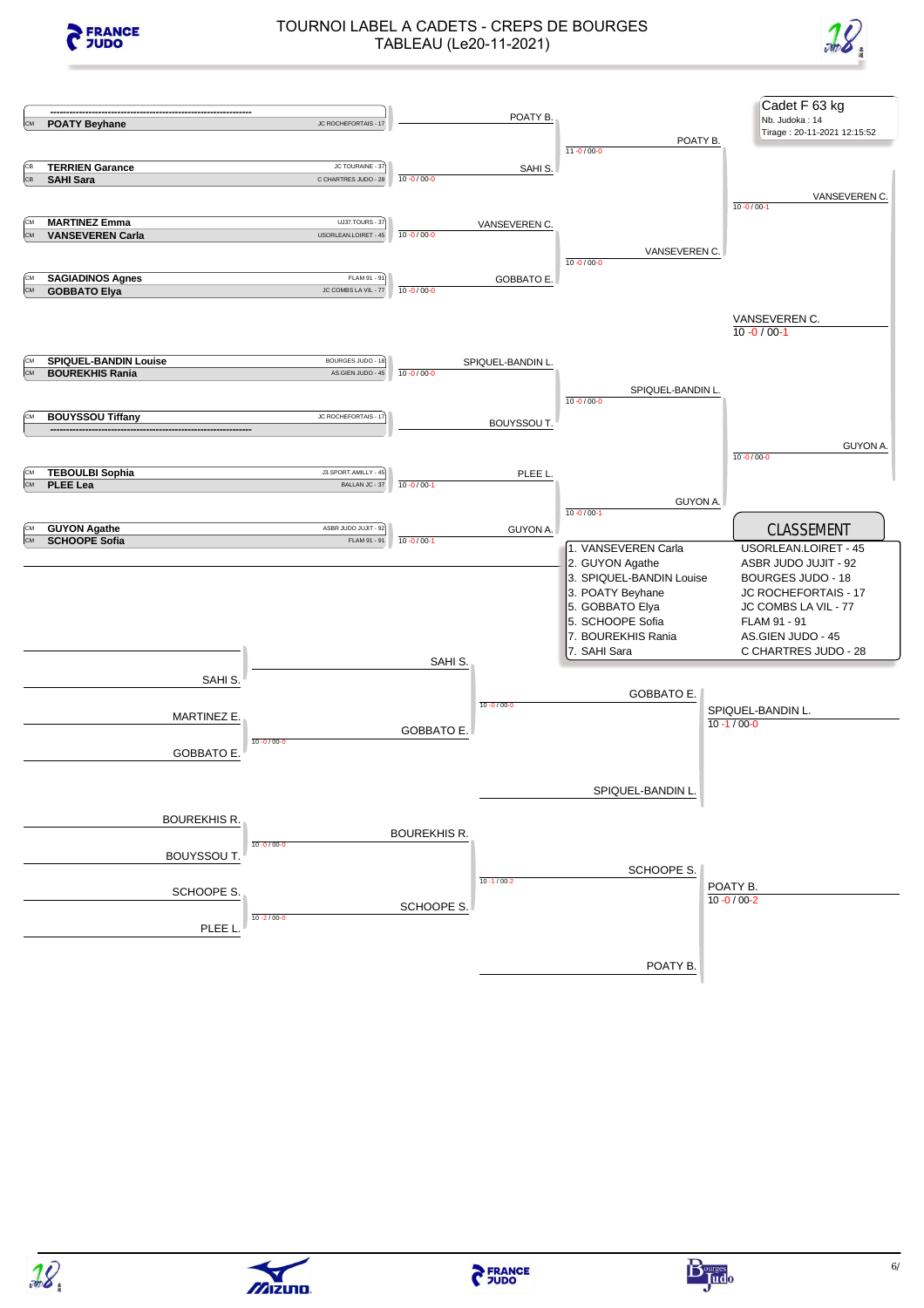# TOURNOI LABEL A CADETS - CREPS DE BOURGES

## TABLEAU (Le20-11-2021)

**Cadet F 63 kg**
Nb. Judoka : 14
Tirage : 20-11-2021 12:15:52

### Tableau principal

| Cat. | Judoka | Club |
|---|---|---|
| | ---------------------------------------------------------------- | |
| CM | **POATY Beyhane** | JC ROCHEFORTAIS - 17 |
| CB | **TERRIEN Garance** | JC TOURAINE - 37 |
| CB | **SAHI Sara** | C CHARTRES JUDO - 28 |
| CM | **MARTINEZ Emma** | UJ37.TOURS - 37 |
| CM | **VANSEVEREN Carla** | USORLEAN.LOIRET - 45 |
| CM | **SAGIADINOS Agnes** | FLAM 91 - 91 |
| CM | **GOBBATO Elya** | JC COMBS LA VIL - 77 |
| CM | **SPIQUEL-BANDIN Louise** | BOURGES JUDO - 18 |
| CM | **BOUREKHIS Rania** | AS.GIEN JUDO - 45 |
| CM | **BOUYSSOU Tiffany** | JC ROCHEFORTAIS - 17 |
| | ---------------------------------------------------------------- | |
| CM | **TEBOULBI Sophia** | J3.SPORT.AMILLY - 45 |
| CM | **PLEE Lea** | BALLAN JC - 37 |
| CM | **GUYON Agathe** | ASBR JUDO JUJIT - 92 |
| CM | **SCHOOPE Sofia** | FLAM 91 - 91 |

**Premier tour**
- POATY B. (exempt)
- SAHI S. — 10 -0 / 00-0
- VANSEVEREN C. — 10 -0 / 00-0
- GOBBATO E. — 10 -0 / 00-0
- SPIQUEL-BANDIN L. — 10 -0 / 00-0
- BOUYSSOU T. (exempt)
- PLEE L. — 10 -0 / 00-1
- GUYON A. — 10 -0 / 00-1

**Quarts de finale**
- POATY B. — 11 -0 / 00-0
- VANSEVEREN C. — 10 -0 / 00-0
- SPIQUEL-BANDIN L. — 10 -0 / 00-0
- GUYON A. — 10 -0 / 00-1

**Demi-finales**
- VANSEVEREN C. — 10 -0 / 00-1
- GUYON A. — 10 -0 / 00-0

**Finale**
- VANSEVEREN C. — 10 -0 / 00-1

### Repêchages

- SAHI S. / MARTINEZ E. / GOBBATO E. : GOBBATO E. — 10 -0 / 00-0
- SAHI S. vs GOBBATO E. : GOBBATO E. — 10 -0 / 00-0
- BOUREKHIS R. vs BOUYSSOU T. : BOUREKHIS R. — 10 -0 / 00-0
- SCHOOPE S. vs PLEE L. : SCHOOPE S. — 10 -2 / 00-0
- BOUREKHIS R. vs SCHOOPE S. : SCHOOPE S. — 10 -1 / 00-2
- GOBBATO E. vs SPIQUEL-BANDIN L. : SPIQUEL-BANDIN L. — 10 -1 / 00-0
- SCHOOPE S. vs POATY B. : POATY B. — 10 -0 / 00-2

### CLASSEMENT

| Place | Judoka | Club |
|---|---|---|
| 1. | VANSEVEREN Carla | USORLEAN.LOIRET - 45 |
| 2. | GUYON Agathe | ASBR JUDO JUJIT - 92 |
| 3. | SPIQUEL-BANDIN Louise | BOURGES JUDO - 18 |
| 3. | POATY Beyhane | JC ROCHEFORTAIS - 17 |
| 5. | GOBBATO Elya | JC COMBS LA VIL - 77 |
| 5. | SCHOOPE Sofia | FLAM 91 - 91 |
| 7. | BOUREKHIS Rania | AS.GIEN JUDO - 45 |
| 7. | SAHI Sara | C CHARTRES JUDO - 28 |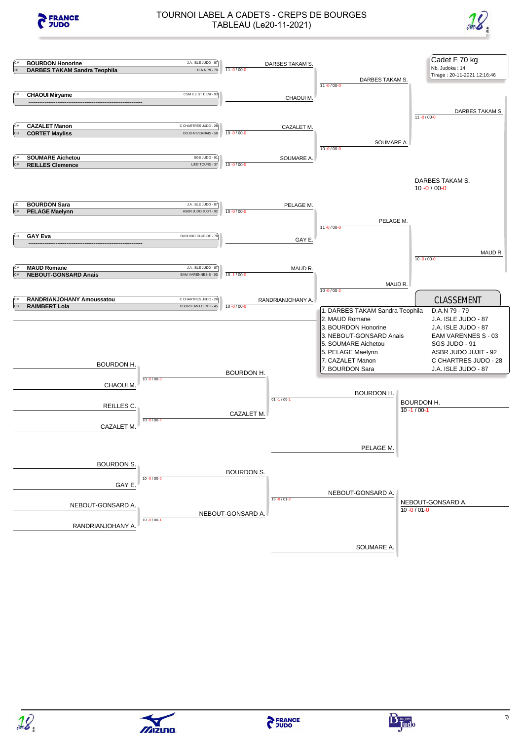# TOURNOI LABEL A CADETS - CREPS DE BOURGES
## TABLEAU (Le20-11-2021)

**Cadet F 70 kg**
Nb. Judoka : 14
Tirage : 20-11-2021 12:16:46

### Tableau principal

| Cat. | Judoka | Club | Score |
|---|---|---|---|
| CM | **BOURDON Honorine** | J.A. ISLE JUDO - 87 | |
| 1D | **DARBES TAKAM Sandra Teophila** | D.A.N 79 - 79 | 11 -0 / 00-0 |
| CM | **CHAOUI Miryame** | CSM ILE ST DENI - 93 | |
| | ------------------------------------------------------------ | | |
| CM | **CAZALET Manon** | C CHARTRES JUDO - 28 | |
| CB | **CORTET Mayliss** | DOJO NIVERNAIS - 58 | 10 -0 / 00-0 |
| CM | **SOUMARE Aichetou** | SGS JUDO - 91 | |
| CM | **REILLES Clemence** | UJ37.TOURS - 37 | 10 -0 / 00-0 |
| 1D | **BOURDON Sara** | J.A. ISLE JUDO - 87 | |
| CM | **PELAGE Maelynn** | ASBR JUDO JUJIT - 92 | 10 -0 / 00-0 |
| CB | **GAY Eva** | BUSHIDO CLUB DE - 78 | |
| | ------------------------------------------------------------ | | |
| CM | **MAUD Romane** | J.A. ISLE JUDO - 87 | |
| CM | **NEBOUT-GONSARD Anais** | EAM VARENNES S - 03 | 10 -1 / 00-0 |
| CM | **RANDRIANJOHANY Amoussatou** | C CHARTRES JUDO - 28 | |
| CB | **RAIMBERT Lola** | USORLEAN.LOIRET - 45 | 10 -0 / 00-0 |

**1er tour :** DARBES TAKAM S. ; CHAOUI M. ; CAZALET M. ; SOUMARE A. ; PELAGE M. ; GAY E. ; MAUD R. ; RANDRIANJOHANY A.

**Quarts de finale :**
- DARBES TAKAM S. — 11 -0 / 00-0
- SOUMARE A. — 10 -0 / 00-0
- PELAGE M. — 11 -0 / 00-0
- MAUD R. — 10 -0 / 00-2

**Demi-finales :**
- DARBES TAKAM S. — 11 -0 / 00-0
- MAUD R. — 10 -0 / 00-0

**Finale :** DARBES TAKAM S. — 10 -0 / 00-0

### Repêchages

- BOURDON H. / CHAOUI M. → BOURDON H. — 10 -0 / 00-0
- REILLES C. / CAZALET M. → CAZALET M. — 10 -0 / 00-F
- BOURDON H. / CAZALET M. → BOURDON H. — 01 -1 / 00-1
- BOURDON H. / PELAGE M. → **BOURDON H.** — 10 -1 / 00-1
- BOURDON S. / GAY E. → BOURDON S. — 10 -0 / 00-0
- NEBOUT-GONSARD A. / RANDRIANJOHANY A. → NEBOUT-GONSARD A. — 10 -0 / 00-1
- BOURDON S. / NEBOUT-GONSARD A. → NEBOUT-GONSARD A. — 10 -0 / 01-2
- NEBOUT-GONSARD A. / SOUMARE A. → **NEBOUT-GONSARD A.** — 10 -0 / 01-0

### CLASSEMENT

| Rang | Judoka | Club |
|---|---|---|
| 1. | DARBES TAKAM Sandra Teophila | D.A.N 79 - 79 |
| 2. | MAUD Romane | J.A. ISLE JUDO - 87 |
| 3. | BOURDON Honorine | J.A. ISLE JUDO - 87 |
| 3. | NEBOUT-GONSARD Anais | EAM VARENNES S - 03 |
| 5. | SOUMARE Aichetou | SGS JUDO - 91 |
| 5. | PELAGE Maelynn | ASBR JUDO JUJIT - 92 |
| 7. | CAZALET Manon | C CHARTRES JUDO - 28 |
| 7. | BOURDON Sara | J.A. ISLE JUDO - 87 |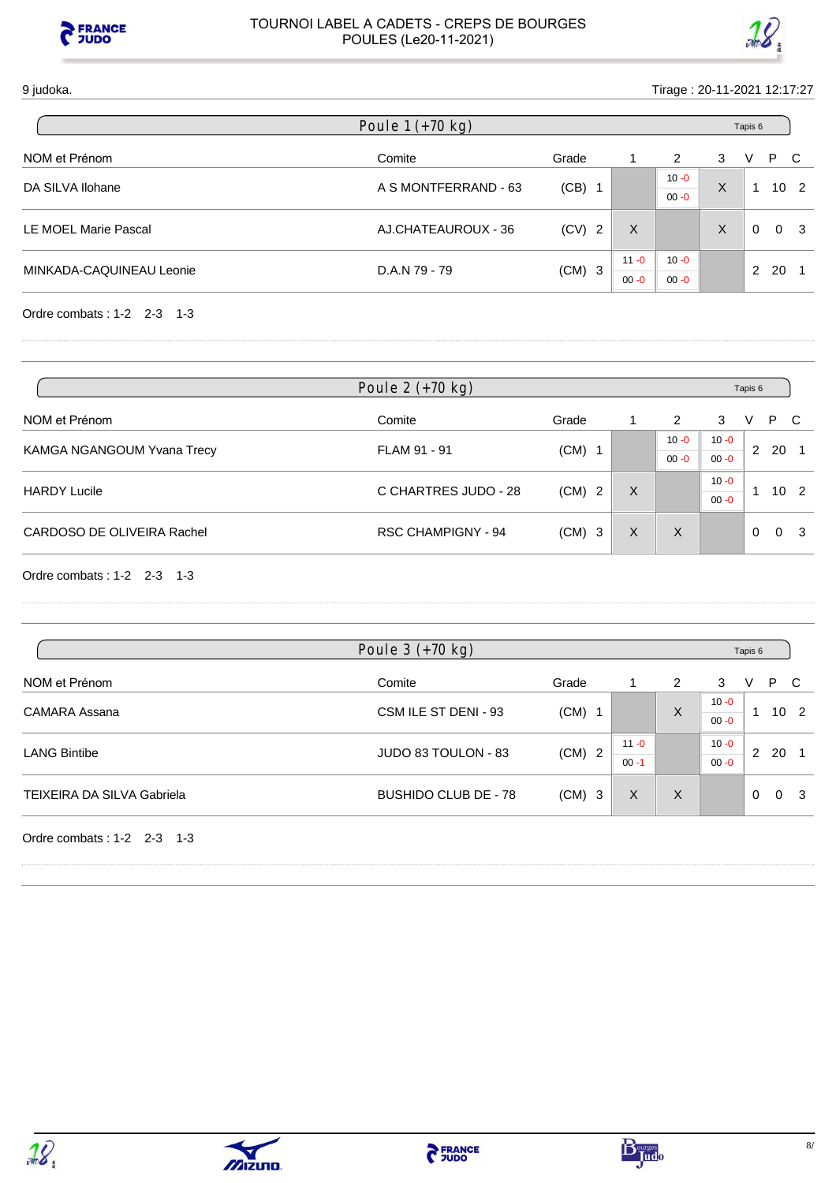TOURNOI LABEL A CADETS - CREPS DE BOURGES
POULES (Le20-11-2021)

9 judoka. Tirage : 20-11-2021 12:17:27

## Poule 1 (+70 kg) — Tapis 6

| NOM et Prénom | Comite | Grade | | 1 | 2 | 3 | V | P | C |
|---|---|---|---|---|---|---|---|---|---|
| DA SILVA Ilohane | A S MONTFERRAND - 63 | (CB) | 1 | | 10 -0 / 00 -0 | X | 1 | 10 | 2 |
| LE MOEL Marie Pascal | AJ.CHATEAUROUX - 36 | (CV) | 2 | X | | X | 0 | 0 | 3 |
| MINKADA-CAQUINEAU Leonie | D.A.N 79 - 79 | (CM) | 3 | 11 -0 / 00 -0 | 10 -0 / 00 -0 | | 2 | 20 | 1 |

Ordre combats : 1-2 2-3 1-3

## Poule 2 (+70 kg) — Tapis 6

| NOM et Prénom | Comite | Grade | | 1 | 2 | 3 | V | P | C |
|---|---|---|---|---|---|---|---|---|---|
| KAMGA NGANGOUM Yvana Trecy | FLAM 91 - 91 | (CM) | 1 | | 10 -0 / 00 -0 | 10 -0 / 00 -0 | 2 | 20 | 1 |
| HARDY Lucile | C CHARTRES JUDO - 28 | (CM) | 2 | X | | 10 -0 / 00 -0 | 1 | 10 | 2 |
| CARDOSO DE OLIVEIRA Rachel | RSC CHAMPIGNY - 94 | (CM) | 3 | X | X | | 0 | 0 | 3 |

Ordre combats : 1-2 2-3 1-3

## Poule 3 (+70 kg) — Tapis 6

| NOM et Prénom | Comite | Grade | | 1 | 2 | 3 | V | P | C |
|---|---|---|---|---|---|---|---|---|---|
| CAMARA Assana | CSM ILE ST DENI - 93 | (CM) | 1 | | X | 10 -0 / 00 -0 | 1 | 10 | 2 |
| LANG Bintibe | JUDO 83 TOULON - 83 | (CM) | 2 | 11 -0 / 00 -1 | | 10 -0 / 00 -0 | 2 | 20 | 1 |
| TEIXEIRA DA SILVA Gabriela | BUSHIDO CLUB DE - 78 | (CM) | 3 | X | X | | 0 | 0 | 3 |

Ordre combats : 1-2 2-3 1-3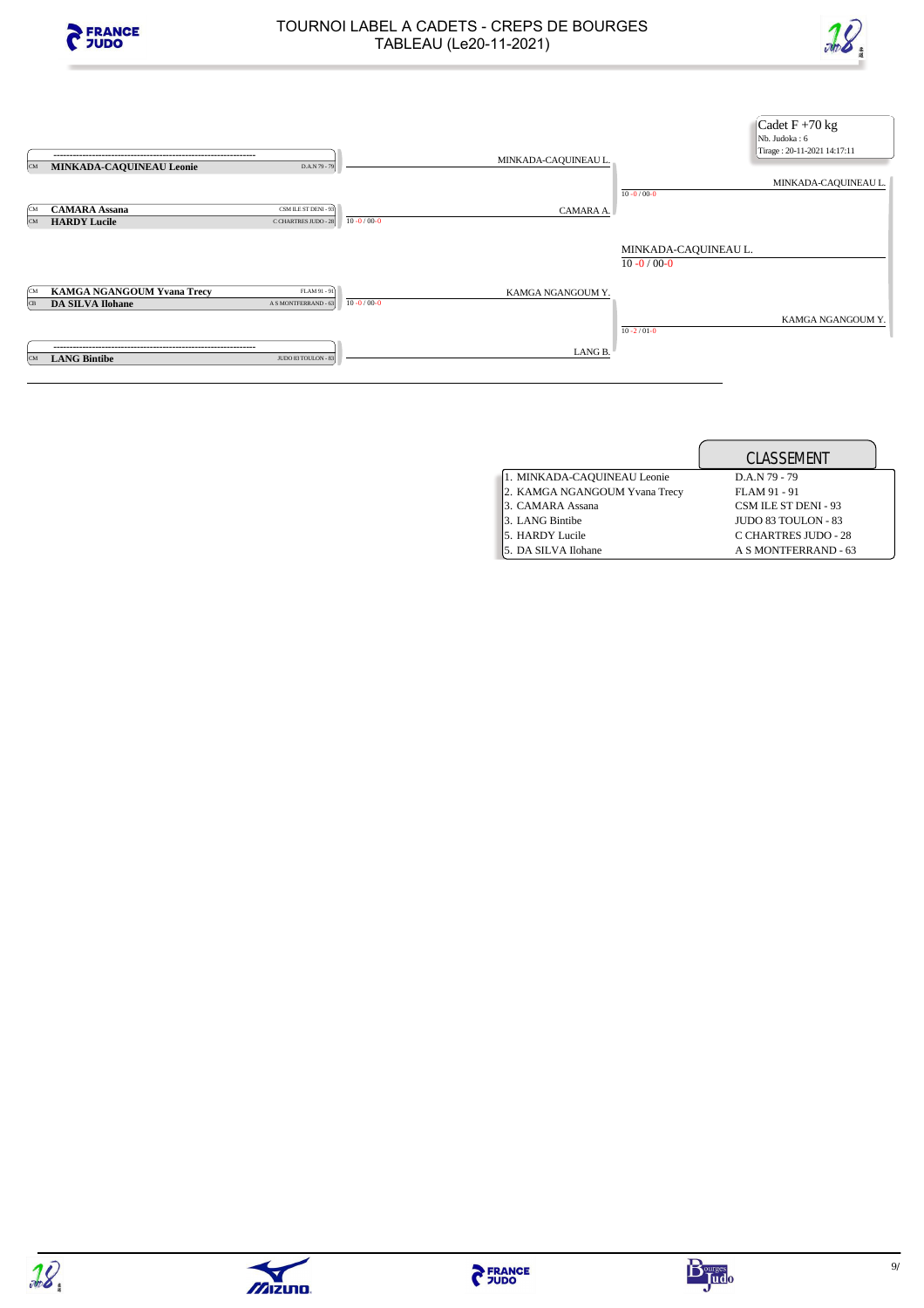# TOURNOI LABEL A CADETS - CREPS DE BOURGES
## TABLEAU (Le20-11-2021)

**Cadet F +70 kg**
Nb. Judoka : 6
Tirage : 20-11-2021 14:17:11

| | | | |
|---|---|---|---|
| CM | **MINKADA-CAQUINEAU Leonie** | D.A.N 79 - 79 | |
| CM | **CAMARA Assana** | CSM ILE ST DENI - 93 | |
| CM | **HARDY Lucile** | C CHARTRES JUDO - 28 | 10 -0 / 00-0 |
| CM | **KAMGA NGANGOUM Yvana Trecy** | FLAM 91 - 91 | |
| CB | **DA SILVA Ilohane** | A S MONTFERRAND - 63 | 10 -0 / 00-0 |
| CM | **LANG Bintibe** | JUDO 83 TOULON - 83 | |

MINKADA-CAQUINEAU L.

CAMARA A.

10 -0 / 00-0

MINKADA-CAQUINEAU L.

KAMGA NGANGOUM Y.

LANG B.

10 -2 / 01-0

KAMGA NGANGOUM Y.

MINKADA-CAQUINEAU L.
10 -0 / 00-0

## CLASSEMENT

| | |
|---|---|
| 1. MINKADA-CAQUINEAU Leonie | D.A.N 79 - 79 |
| 2. KAMGA NGANGOUM Yvana Trecy | FLAM 91 - 91 |
| 3. CAMARA Assana | CSM ILE ST DENI - 93 |
| 3. LANG Bintibe | JUDO 83 TOULON - 83 |
| 5. HARDY Lucile | C CHARTRES JUDO - 28 |
| 5. DA SILVA Ilohane | A S MONTFERRAND - 63 |